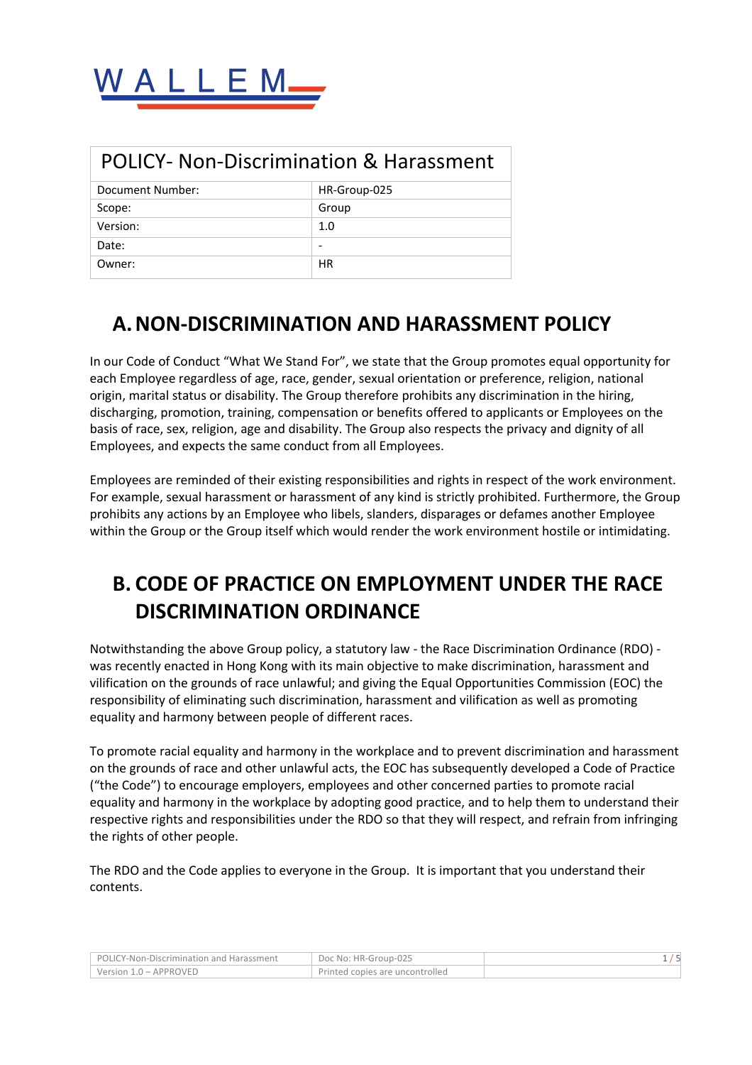WALLEM

| POLICY- Non-Discrimination & Harassment | |
|---|---|
| Document Number: | HR-Group-025 |
| Scope: | Group |
| Version: | 1.0 |
| Date: | - |
| Owner: | HR |

# A. NON-DISCRIMINATION AND HARASSMENT POLICY

In our Code of Conduct "What We Stand For", we state that the Group promotes equal opportunity for each Employee regardless of age, race, gender, sexual orientation or preference, religion, national origin, marital status or disability. The Group therefore prohibits any discrimination in the hiring, discharging, promotion, training, compensation or benefits offered to applicants or Employees on the basis of race, sex, religion, age and disability. The Group also respects the privacy and dignity of all Employees, and expects the same conduct from all Employees.

Employees are reminded of their existing responsibilities and rights in respect of the work environment. For example, sexual harassment or harassment of any kind is strictly prohibited. Furthermore, the Group prohibits any actions by an Employee who libels, slanders, disparages or defames another Employee within the Group or the Group itself which would render the work environment hostile or intimidating.

# B. CODE OF PRACTICE ON EMPLOYMENT UNDER THE RACE DISCRIMINATION ORDINANCE

Notwithstanding the above Group policy, a statutory law - the Race Discrimination Ordinance (RDO) - was recently enacted in Hong Kong with its main objective to make discrimination, harassment and vilification on the grounds of race unlawful; and giving the Equal Opportunities Commission (EOC) the responsibility of eliminating such discrimination, harassment and vilification as well as promoting equality and harmony between people of different races.

To promote racial equality and harmony in the workplace and to prevent discrimination and harassment on the grounds of race and other unlawful acts, the EOC has subsequently developed a Code of Practice ("the Code") to encourage employers, employees and other concerned parties to promote racial equality and harmony in the workplace by adopting good practice, and to help them to understand their respective rights and responsibilities under the RDO so that they will respect, and refrain from infringing the rights of other people.

The RDO and the Code applies to everyone in the Group. It is important that you understand their contents.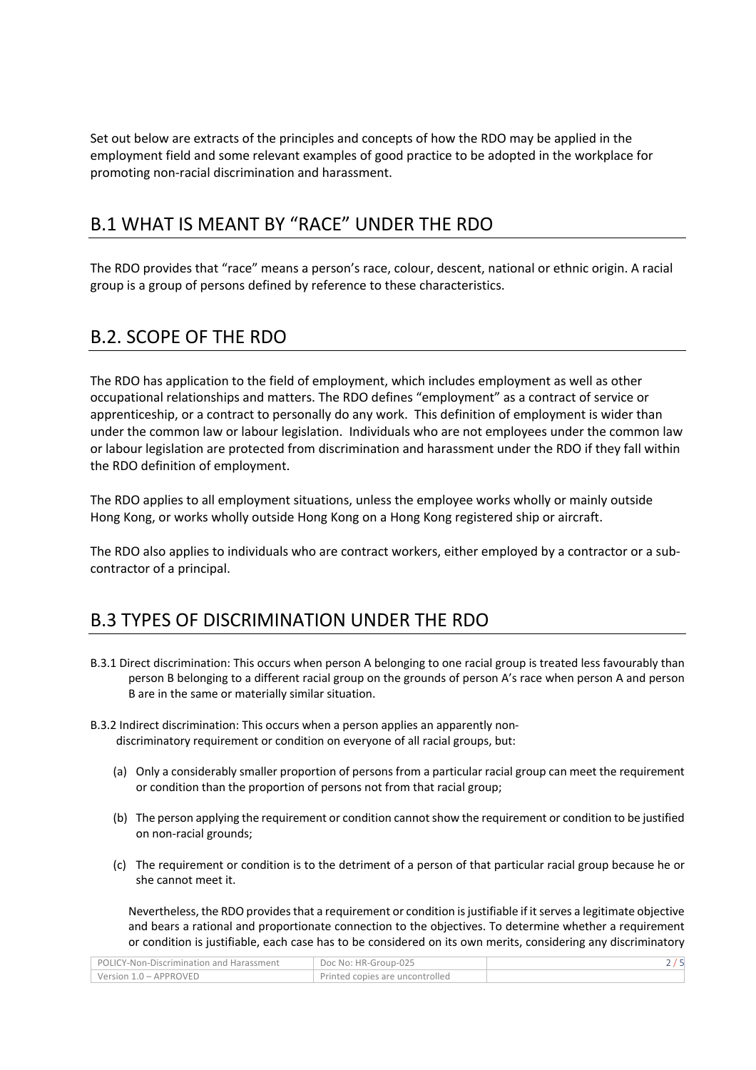Set out below are extracts of the principles and concepts of how the RDO may be applied in the employment field and some relevant examples of good practice to be adopted in the workplace for promoting non-racial discrimination and harassment.

## B.1 WHAT IS MEANT BY "RACE" UNDER THE RDO

The RDO provides that "race" means a person's race, colour, descent, national or ethnic origin. A racial group is a group of persons defined by reference to these characteristics.

## B.2. SCOPE OF THE RDO

The RDO has application to the field of employment, which includes employment as well as other occupational relationships and matters. The RDO defines "employment" as a contract of service or apprenticeship, or a contract to personally do any work. This definition of employment is wider than under the common law or labour legislation. Individuals who are not employees under the common law or labour legislation are protected from discrimination and harassment under the RDO if they fall within the RDO definition of employment.

The RDO applies to all employment situations, unless the employee works wholly or mainly outside Hong Kong, or works wholly outside Hong Kong on a Hong Kong registered ship or aircraft.

The RDO also applies to individuals who are contract workers, either employed by a contractor or a sub-contractor of a principal.

## B.3 TYPES OF DISCRIMINATION UNDER THE RDO

B.3.1 Direct discrimination: This occurs when person A belonging to one racial group is treated less favourably than person B belonging to a different racial group on the grounds of person A's race when person A and person B are in the same or materially similar situation.

B.3.2 Indirect discrimination: This occurs when a person applies an apparently non-discriminatory requirement or condition on everyone of all racial groups, but:

(a) Only a considerably smaller proportion of persons from a particular racial group can meet the requirement or condition than the proportion of persons not from that racial group;

(b) The person applying the requirement or condition cannot show the requirement or condition to be justified on non-racial grounds;

(c) The requirement or condition is to the detriment of a person of that particular racial group because he or she cannot meet it.

Nevertheless, the RDO provides that a requirement or condition is justifiable if it serves a legitimate objective and bears a rational and proportionate connection to the objectives. To determine whether a requirement or condition is justifiable, each case has to be considered on its own merits, considering any discriminatory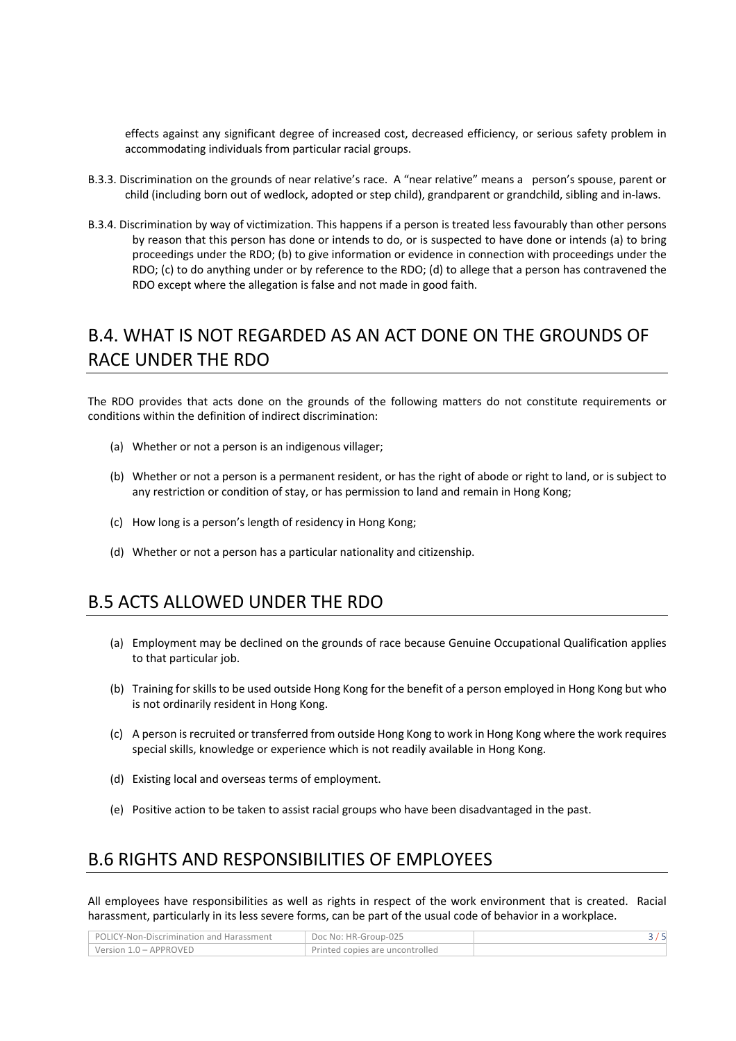effects against any significant degree of increased cost, decreased efficiency, or serious safety problem in accommodating individuals from particular racial groups.

B.3.3. Discrimination on the grounds of near relative's race. A "near relative" means a person's spouse, parent or child (including born out of wedlock, adopted or step child), grandparent or grandchild, sibling and in-laws.

B.3.4. Discrimination by way of victimization. This happens if a person is treated less favourably than other persons by reason that this person has done or intends to do, or is suspected to have done or intends (a) to bring proceedings under the RDO; (b) to give information or evidence in connection with proceedings under the RDO; (c) to do anything under or by reference to the RDO; (d) to allege that a person has contravened the RDO except where the allegation is false and not made in good faith.

## B.4. WHAT IS NOT REGARDED AS AN ACT DONE ON THE GROUNDS OF RACE UNDER THE RDO

The RDO provides that acts done on the grounds of the following matters do not constitute requirements or conditions within the definition of indirect discrimination:

(a) Whether or not a person is an indigenous villager;

(b) Whether or not a person is a permanent resident, or has the right of abode or right to land, or is subject to any restriction or condition of stay, or has permission to land and remain in Hong Kong;

(c) How long is a person's length of residency in Hong Kong;

(d) Whether or not a person has a particular nationality and citizenship.

## B.5 ACTS ALLOWED UNDER THE RDO

(a) Employment may be declined on the grounds of race because Genuine Occupational Qualification applies to that particular job.

(b) Training for skills to be used outside Hong Kong for the benefit of a person employed in Hong Kong but who is not ordinarily resident in Hong Kong.

(c) A person is recruited or transferred from outside Hong Kong to work in Hong Kong where the work requires special skills, knowledge or experience which is not readily available in Hong Kong.

(d) Existing local and overseas terms of employment.

(e) Positive action to be taken to assist racial groups who have been disadvantaged in the past.

## B.6 RIGHTS AND RESPONSIBILITIES OF EMPLOYEES

All employees have responsibilities as well as rights in respect of the work environment that is created. Racial harassment, particularly in its less severe forms, can be part of the usual code of behavior in a workplace.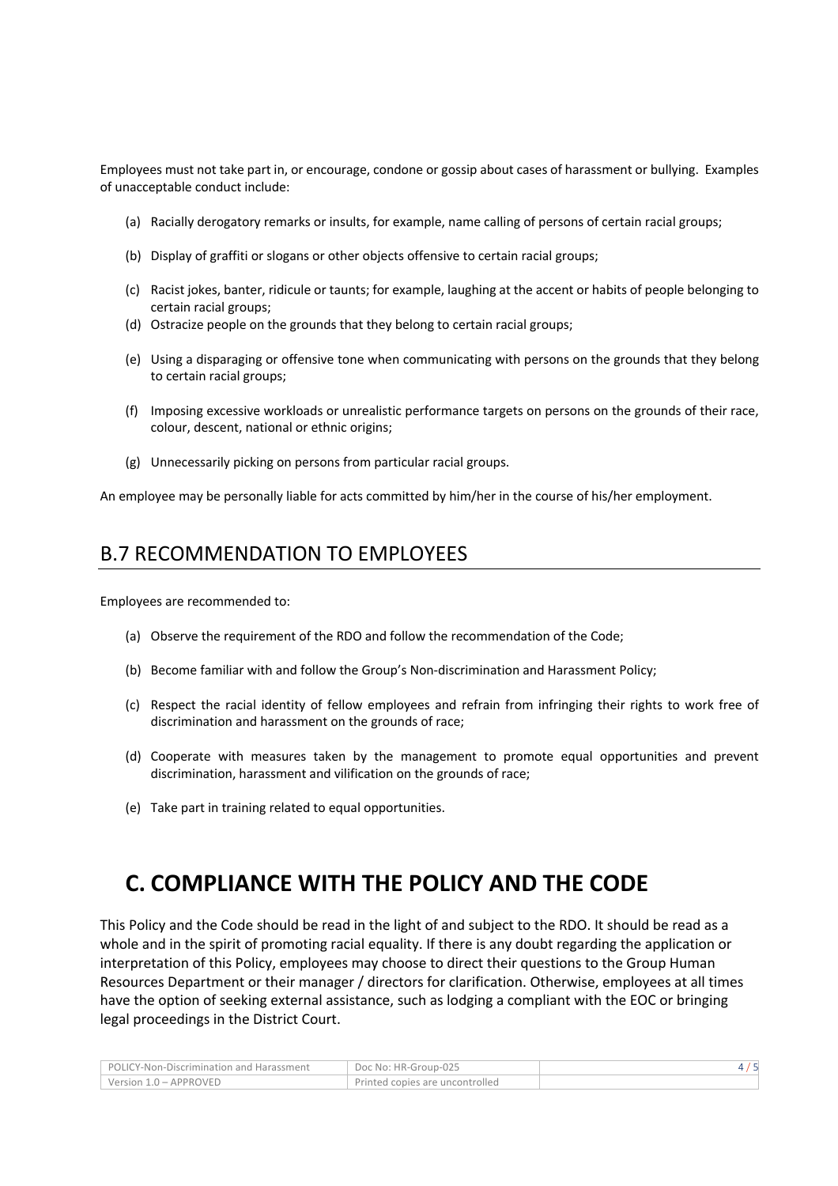Employees must not take part in, or encourage, condone or gossip about cases of harassment or bullying. Examples of unacceptable conduct include:

(a) Racially derogatory remarks or insults, for example, name calling of persons of certain racial groups;

(b) Display of graffiti or slogans or other objects offensive to certain racial groups;

(c) Racist jokes, banter, ridicule or taunts; for example, laughing at the accent or habits of people belonging to certain racial groups;

(d) Ostracize people on the grounds that they belong to certain racial groups;

(e) Using a disparaging or offensive tone when communicating with persons on the grounds that they belong to certain racial groups;

(f) Imposing excessive workloads or unrealistic performance targets on persons on the grounds of their race, colour, descent, national or ethnic origins;

(g) Unnecessarily picking on persons from particular racial groups.

An employee may be personally liable for acts committed by him/her in the course of his/her employment.

## B.7 RECOMMENDATION TO EMPLOYEES

Employees are recommended to:

(a) Observe the requirement of the RDO and follow the recommendation of the Code;

(b) Become familiar with and follow the Group's Non-discrimination and Harassment Policy;

(c) Respect the racial identity of fellow employees and refrain from infringing their rights to work free of discrimination and harassment on the grounds of race;

(d) Cooperate with measures taken by the management to promote equal opportunities and prevent discrimination, harassment and vilification on the grounds of race;

(e) Take part in training related to equal opportunities.

# C. COMPLIANCE WITH THE POLICY AND THE CODE

This Policy and the Code should be read in the light of and subject to the RDO. It should be read as a whole and in the spirit of promoting racial equality. If there is any doubt regarding the application or interpretation of this Policy, employees may choose to direct their questions to the Group Human Resources Department or their manager / directors for clarification. Otherwise, employees at all times have the option of seeking external assistance, such as lodging a compliant with the EOC or bringing legal proceedings in the District Court.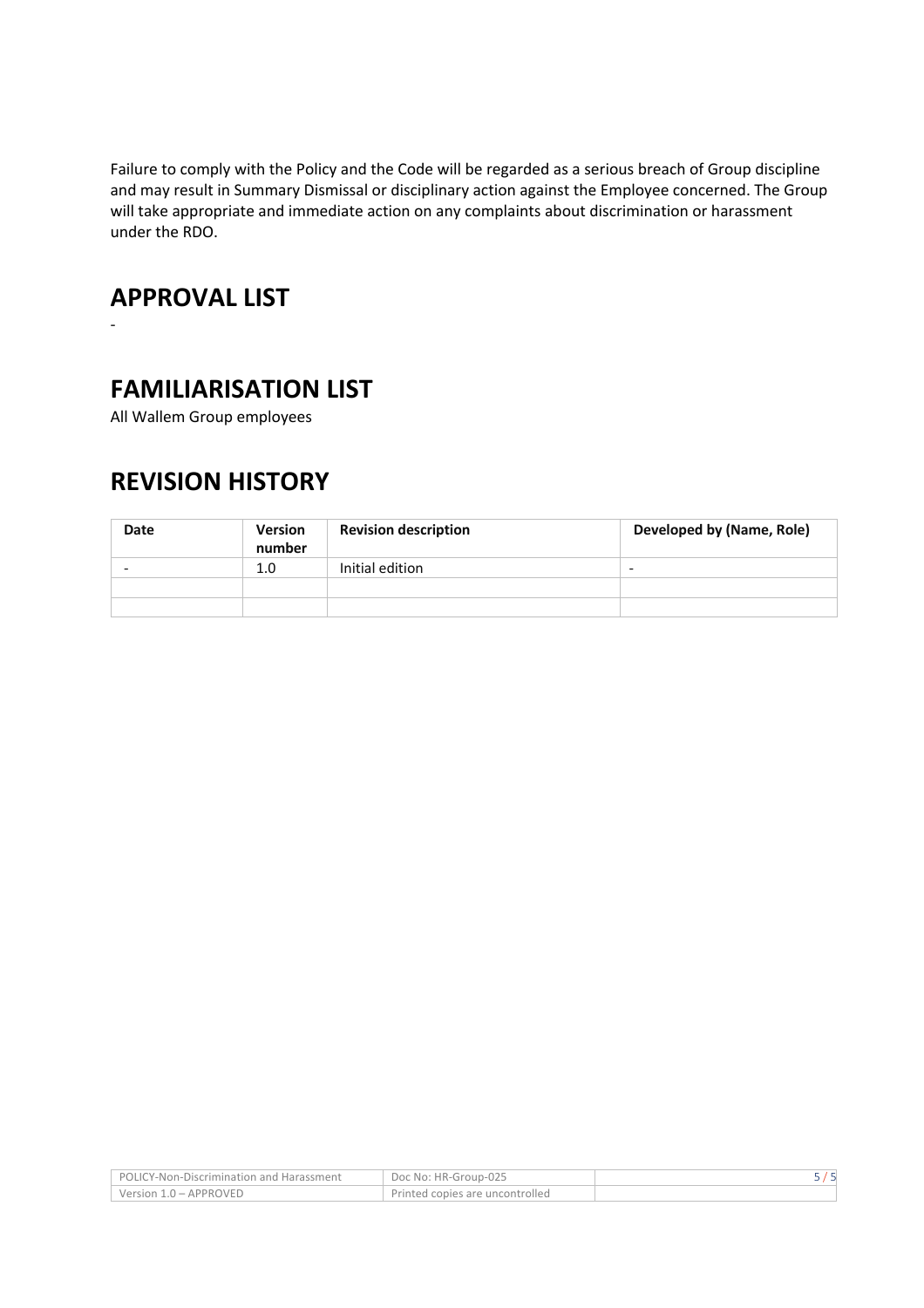Failure to comply with the Policy and the Code will be regarded as a serious breach of Group discipline and may result in Summary Dismissal or disciplinary action against the Employee concerned. The Group will take appropriate and immediate action on any complaints about discrimination or harassment under the RDO.

## APPROVAL LIST

-

## FAMILIARISATION LIST

All Wallem Group employees

## REVISION HISTORY

| Date | Version number | Revision description | Developed by (Name, Role) |
|---|---|---|---|
| - | 1.0 | Initial edition | - |
| | | | |
| | | | |